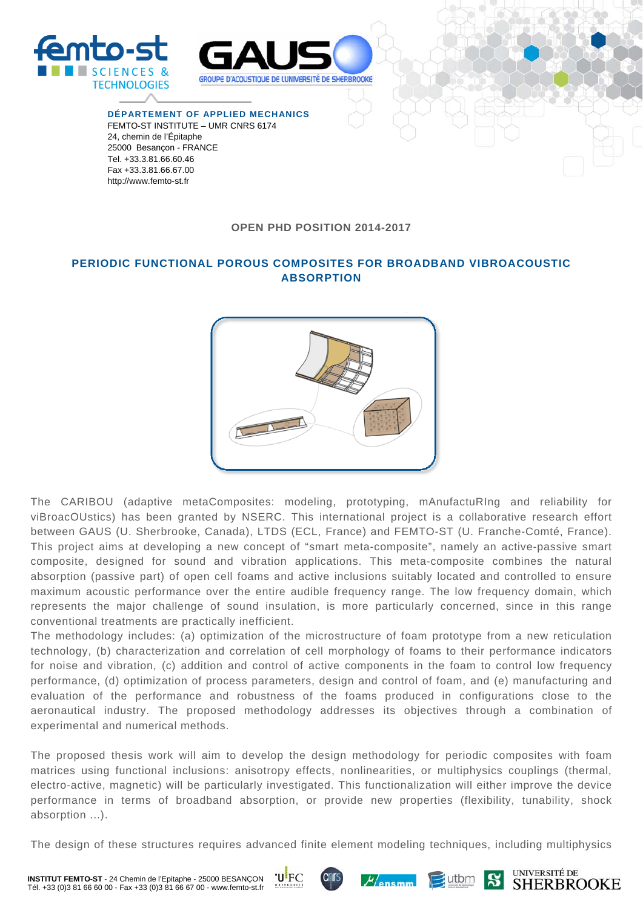**DÉPARTEMENT OF APPLIED MECHANICS**
FEMTO-ST INSTITUTE – UMR CNRS 6174
24, chemin de l'Épitaphe
25000 Besançon - FRANCE
Tel. +33.3.81.66.60.46
Fax +33.3.81.66.67.00
http://www.femto-st.fr

## OPEN PHD POSITION 2014-2017

# PERIODIC FUNCTIONAL POROUS COMPOSITES FOR BROADBAND VIBROACOUSTIC ABSORPTION

The CARIBOU (adaptive metaComposites: modeling, prototyping, mAnufactuRIng and reliability for viBroacOUstics) has been granted by NSERC. This international project is a collaborative research effort between GAUS (U. Sherbrooke, Canada), LTDS (ECL, France) and FEMTO-ST (U. Franche-Comté, France). This project aims at developing a new concept of "smart meta-composite", namely an active-passive smart composite, designed for sound and vibration applications. This meta-composite combines the natural absorption (passive part) of open cell foams and active inclusions suitably located and controlled to ensure maximum acoustic performance over the entire audible frequency range. The low frequency domain, which represents the major challenge of sound insulation, is more particularly concerned, since in this range conventional treatments are practically inefficient.
The methodology includes: (a) optimization of the microstructure of foam prototype from a new reticulation technology, (b) characterization and correlation of cell morphology of foams to their performance indicators for noise and vibration, (c) addition and control of active components in the foam to control low frequency performance, (d) optimization of process parameters, design and control of foam, and (e) manufacturing and evaluation of the performance and robustness of the foams produced in configurations close to the aeronautical industry. The proposed methodology addresses its objectives through a combination of experimental and numerical methods.

The proposed thesis work will aim to develop the design methodology for periodic composites with foam matrices using functional inclusions: anisotropy effects, nonlinearities, or multiphysics couplings (thermal, electro-active, magnetic) will be particularly investigated. This functionalization will either improve the device performance in terms of broadband absorption, or provide new properties (flexibility, tunability, shock absorption ...).

The design of these structures requires advanced finite element modeling techniques, including multiphysics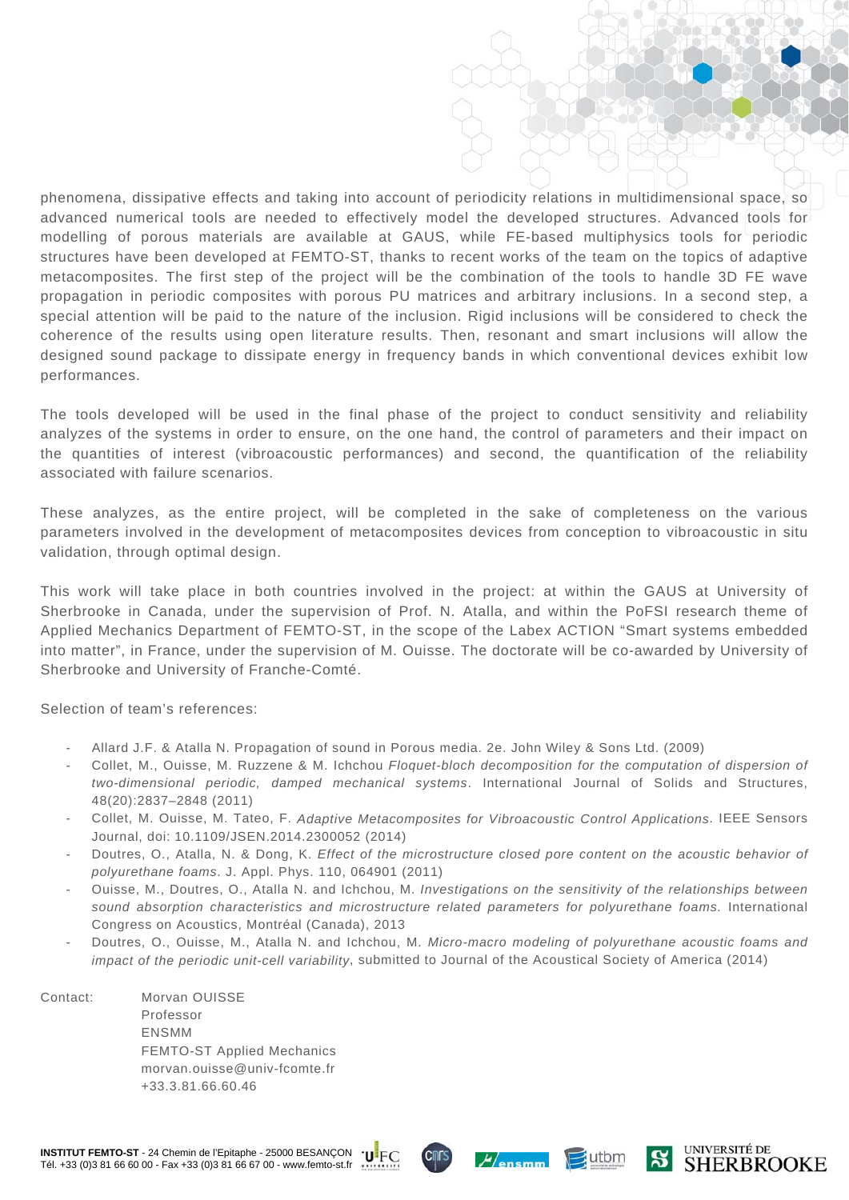phenomena, dissipative effects and taking into account of periodicity relations in multidimensional space, so advanced numerical tools are needed to effectively model the developed structures. Advanced tools for modelling of porous materials are available at GAUS, while FE-based multiphysics tools for periodic structures have been developed at FEMTO-ST, thanks to recent works of the team on the topics of adaptive metacomposites. The first step of the project will be the combination of the tools to handle 3D FE wave propagation in periodic composites with porous PU matrices and arbitrary inclusions. In a second step, a special attention will be paid to the nature of the inclusion. Rigid inclusions will be considered to check the coherence of the results using open literature results. Then, resonant and smart inclusions will allow the designed sound package to dissipate energy in frequency bands in which conventional devices exhibit low performances.

The tools developed will be used in the final phase of the project to conduct sensitivity and reliability analyzes of the systems in order to ensure, on the one hand, the control of parameters and their impact on the quantities of interest (vibroacoustic performances) and second, the quantification of the reliability associated with failure scenarios.

These analyzes, as the entire project, will be completed in the sake of completeness on the various parameters involved in the development of metacomposites devices from conception to vibroacoustic in situ validation, through optimal design.

This work will take place in both countries involved in the project: at within the GAUS at University of Sherbrooke in Canada, under the supervision of Prof. N. Atalla, and within the PoFSI research theme of Applied Mechanics Department of FEMTO-ST, in the scope of the Labex ACTION "Smart systems embedded into matter", in France, under the supervision of M. Ouisse. The doctorate will be co-awarded by University of Sherbrooke and University of Franche-Comté.

Selection of team's references:

- Allard J.F. & Atalla N. Propagation of sound in Porous media. 2e. John Wiley & Sons Ltd. (2009)
- Collet, M., Ouisse, M. Ruzzene & M. Ichchou *Floquet-bloch decomposition for the computation of dispersion of two-dimensional periodic, damped mechanical systems*. International Journal of Solids and Structures, 48(20):2837–2848 (2011)
- Collet, M. Ouisse, M. Tateo, F. *Adaptive Metacomposites for Vibroacoustic Control Applications.* IEEE Sensors Journal, doi: 10.1109/JSEN.2014.2300052 (2014)
- Doutres, O., Atalla, N. & Dong, K. *Effect of the microstructure closed pore content on the acoustic behavior of polyurethane foams*. J. Appl. Phys. 110, 064901 (2011)
- Ouisse, M., Doutres, O., Atalla N. and Ichchou, M. *Investigations on the sensitivity of the relationships between sound absorption characteristics and microstructure related parameters for polyurethane foams.* International Congress on Acoustics, Montréal (Canada), 2013
- Doutres, O., Ouisse, M., Atalla N. and Ichchou, M. *Micro-macro modeling of polyurethane acoustic foams and impact of the periodic unit-cell variability*, submitted to Journal of the Acoustical Society of America (2014)

Contact:
Morvan OUISSE
Professor
ENSMM
FEMTO-ST Applied Mechanics
morvan.ouisse@univ-fcomte.fr
+33.3.81.66.60.46

**INSTITUT FEMTO-ST** - 24 Chemin de l'Epitaphe - 25000 BESANÇON
Tél. +33 (0)3 81 66 60 00 - Fax +33 (0)3 81 66 67 00 - www.femto-st.fr